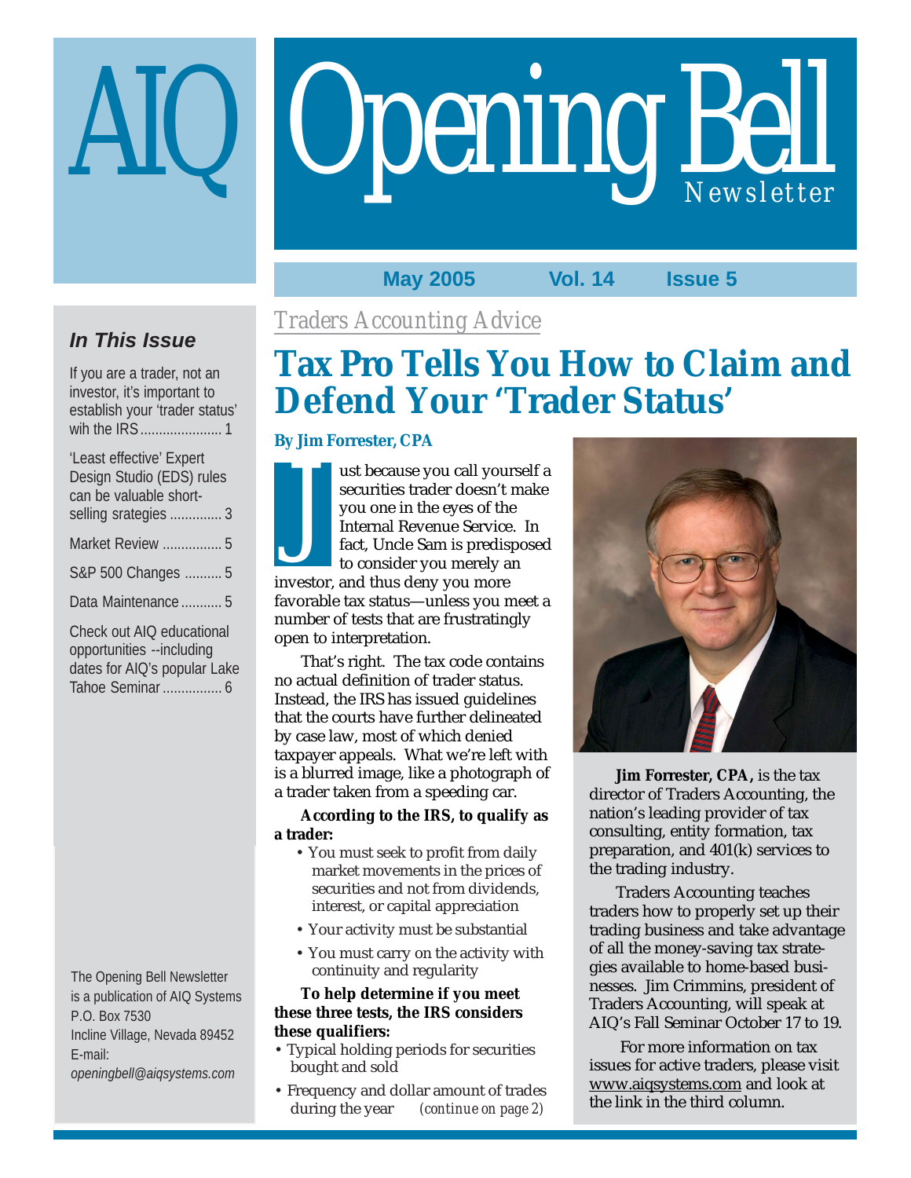# AIQ Opening Bell Newsletter

**May 2005 Vol. 14 Issue 5**

### *In This Issue*

If you are a trader, not an investor, it's important to establish your 'trader status' wih the IRS ...................... 1

'Least effective' Expert Design Studio (EDS) rules can be valuable short-selling srategies .............. 3

Market Review ................ 5

S&P 500 Changes .......... 5

Data Maintenance ........... 5

Check out AIQ educational opportunities --including dates for AIQ's popular Lake Tahoe Seminar ................ 6

The Opening Bell Newsletter is a publication of AIQ Systems
P.O. Box 7530
Incline Village, Nevada 89452
E-mail:
*openingbell@aiqsystems.com*

*Traders Accounting Advice*

# Tax Pro Tells You How to Claim and Defend Your 'Trader Status'

**By Jim Forrester, CPA**

Just because you call yourself a securities trader doesn't make you one in the eyes of the Internal Revenue Service. In fact, Uncle Sam is predisposed to consider you merely an investor, and thus deny you more favorable tax status—unless you meet a number of tests that are frustratingly open to interpretation.

That's right. The tax code contains no actual definition of trader status. Instead, the IRS has issued guidelines that the courts have further delineated by case law, most of which denied taxpayer appeals. What we're left with is a blurred image, like a photograph of a trader taken from a speeding car.

**According to the IRS, to qualify as a trader:**

- You must seek to profit from daily market movements in the prices of securities and not from dividends, interest, or capital appreciation
- Your activity must be substantial
- You must carry on the activity with continuity and regularity

**To help determine if you meet these three tests, the IRS considers these qualifiers:**

- Typical holding periods for securities bought and sold
- Frequency and dollar amount of trades during the year *(continue on page 2)*

**Jim Forrester, CPA,** is the tax director of Traders Accounting, the nation's leading provider of tax consulting, entity formation, tax preparation, and 401(k) services to the trading industry.

Traders Accounting teaches traders how to properly set up their trading business and take advantage of all the money-saving tax strategies available to home-based businesses. Jim Crimmins, president of Traders Accounting, will speak at AIQ's Fall Seminar October 17 to 19.

For more information on tax issues for active traders, please visit www.aiqsystems.com and look at the link in the third column.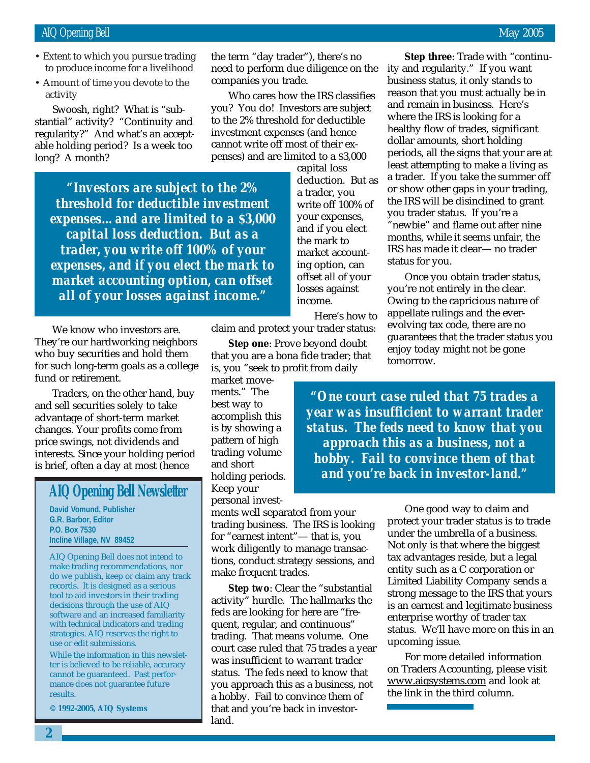- Extent to which you pursue trading to produce income for a livelihood
- Amount of time you devote to the activity

Swoosh, right? What is "substantial" activity? "Continuity and regularity?" And what's an acceptable holding period? Is a week too long? A month?

> **"Investors are subject to the 2% threshold for deductible investment expenses...and are limited to a $3,000 capital loss deduction. But as a trader, you write off 100% of your expenses, and if you elect the mark to market accounting option, can offset all of your losses against income."**

We know who investors are. They're our hardworking neighbors who buy securities and hold them for such long-term goals as a college fund or retirement.

Traders, on the other hand, buy and sell securities solely to take advantage of short-term market changes. Your profits come from price swings, not dividends and interests. Since your holding period is brief, often a day at most (hence the term "day trader"), there's no need to perform due diligence on the companies you trade.

Who cares how the IRS classifies you? You do! Investors are subject to the 2% threshold for deductible investment expenses (and hence cannot write off most of their expenses) and are limited to a $3,000 capital loss deduction. But as a trader, you write off 100% of your expenses, and if you elect the mark to market accounting option, can offset all of your losses against income.

Here's how to claim and protect your trader status:

**Step one**: Prove beyond doubt that you are a bona fide trader; that is, you "seek to profit from daily market movements." The best way to accomplish this is by showing a pattern of high trading volume and short holding periods. Keep your personal investments well separated from your trading business. The IRS is looking for "earnest intent"— that is, you work diligently to manage transactions, conduct strategy sessions, and make frequent trades.

**Step two**: Clear the "substantial activity" hurdle. The hallmarks the feds are looking for here are "frequent, regular, and continuous" trading. That means volume. One court case ruled that 75 trades a year was insufficient to warrant trader status. The feds need to know that you approach this as a business, not a hobby. Fail to convince them of that and you're back in investor-land.

**Step three**: Trade with "continuity and regularity." If you want business status, it only stands to reason that you must actually be in and remain in business. Here's where the IRS is looking for a healthy flow of trades, significant dollar amounts, short holding periods, all the signs that your are at least attempting to make a living as a trader. If you take the summer off or show other gaps in your trading, the IRS will be disinclined to grant you trader status. If you're a "newbie" and flame out after nine months, while it seems unfair, the IRS has made it clear— no trader status for you.

Once you obtain trader status, you're not entirely in the clear. Owing to the capricious nature of appellate rulings and the ever-evolving tax code, there are no guarantees that the trader status you enjoy today might not be gone tomorrow.

> **"One court case ruled that 75 trades a year was insufficient to warrant trader status. The feds need to know that you approach this as a business, not a hobby. Fail to convince them of that and you're back in investor-land."**

One good way to claim and protect your trader status is to trade under the umbrella of a business. Not only is that where the biggest tax advantages reside, but a legal entity such as a C corporation or Limited Liability Company sends a strong message to the IRS that yours is an earnest and legitimate business enterprise worthy of trader tax status. We'll have more on this in an upcoming issue.

For more detailed information on Traders Accounting, please visit www.aiqsystems.com and look at the link in the third column.

---

## AIQ Opening Bell Newsletter

**David Vomund, Publisher**
**G.R. Barbor, Editor**
**P.O. Box 7530**
**Incline Village, NV 89452**

AIQ Opening Bell does not intend to make trading recommendations, nor do we publish, keep or claim any track records. It is designed as a serious tool to aid investors in their trading decisions through the use of AIQ software and an increased familiarity with technical indicators and trading strategies. AIQ reserves the right to use or edit submissions.

While the information in this newsletter is believed to be reliable, accuracy cannot be guaranteed. Past performance does not guarantee future results.

**© 1992-2005, AIQ Systems**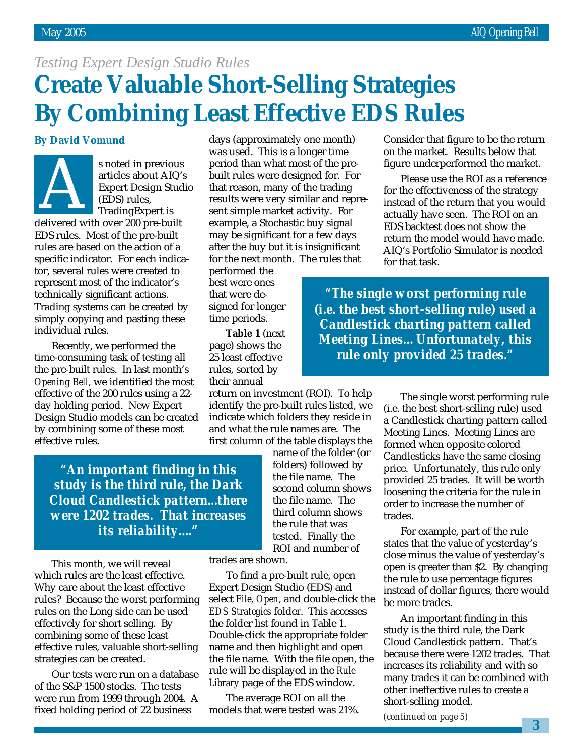*Testing Expert Design Studio Rules*

# Create Valuable Short-Selling Strategies By Combining Least Effective EDS Rules

**By David Vomund**

As noted in previous articles about AIQ's Expert Design Studio (EDS) rules, TradingExpert is delivered with over 200 pre-built EDS rules. Most of the pre-built rules are based on the action of a specific indicator. For each indicator, several rules were created to represent most of the indicator's technically significant actions. Trading systems can be created by simply copying and pasting these individual rules.

Recently, we performed the time-consuming task of testing all the pre-built rules. In last month's *Opening Bell*, we identified the most effective of the 200 rules using a 22-day holding period. New Expert Design Studio models can be created by combining some of these most effective rules.

> **"An important finding in this study is the third rule, the Dark Cloud Candlestick pattern...there were 1202 trades. That increases its reliability...."**

This month, we will reveal which rules are the least effective. Why care about the least effective rules? Because the worst performing rules on the Long side can be used effectively for short selling. By combining some of these least effective rules, valuable short-selling strategies can be created.

Our tests were run on a database of the S&P 1500 stocks. The tests were run from 1999 through 2004. A fixed holding period of 22 business days (approximately one month) was used. This is a longer time period than what most of the pre-built rules were designed for. For that reason, many of the trading results were very similar and represent simple market activity. For example, a Stochastic buy signal may be significant for a few days after the buy but it is insignificant for the next month. The rules that performed the best were ones that were designed for longer time periods.

**Table 1** (next page) shows the 25 least effective rules, sorted by their annual return on investment (ROI). To help identify the pre-built rules listed, we indicate which folders they reside in and what the rule names are. The first column of the table displays the name of the folder (or folders) followed by the file name. The second column shows the file name. The third column shows the rule that was tested. Finally the ROI and number of trades are shown.

To find a pre-built rule, open Expert Design Studio (EDS) and select *File, Open*, and double-click the *EDS Strategies* folder. This accesses the folder list found in Table 1. Double-click the appropriate folder name and then highlight and open the file name. With the file open, the rule will be displayed in the *Rule Library* page of the EDS window.

The average ROI on all the models that were tested was 21%. Consider that figure to be the return on the market. Results below that figure underperformed the market.

Please use the ROI as a reference for the effectiveness of the strategy instead of the return that you would actually have seen. The ROI on an EDS backtest does not show the return the model would have made. AIQ's Portfolio Simulator is needed for that task.

> **"The single worst performing rule (i.e. the best short-selling rule) used a Candlestick charting pattern called Meeting Lines... Unfortunately, this rule only provided 25 trades."**

The single worst performing rule (i.e. the best short-selling rule) used a Candlestick charting pattern called Meeting Lines. Meeting Lines are formed when opposite colored Candlesticks have the same closing price. Unfortunately, this rule only provided 25 trades. It will be worth loosening the criteria for the rule in order to increase the number of trades.

For example, part of the rule states that the value of yesterday's close minus the value of yesterday's open is greater than $2. By changing the rule to use percentage figures instead of dollar figures, there would be more trades.

An important finding in this study is the third rule, the Dark Cloud Candlestick pattern. That's because there were 1202 trades. That increases its reliability and with so many trades it can be combined with other ineffective rules to create a short-selling model.

*(continued on page 5)*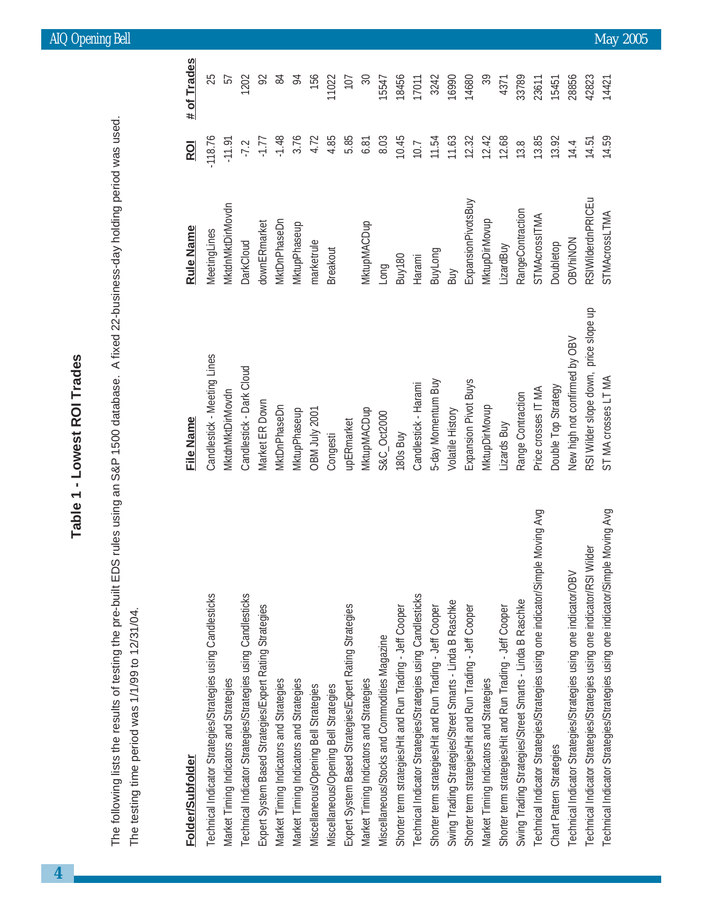## Table 1 - Lowest ROI Trades

The following lists the results of testing the pre-built EDS rules using an S&P 1500 database. A fixed 22-business-day holding period was used. The testing time period was 1/1/99 to 12/31/04.

| Folder/Subfolder | File Name | Rule Name | ROI | # of Trades |
|---|---|---|---|---|
| Technical Indicator Strategies/Strategies using Candlesticks | Candlestick - Meeting Lines | MeetingLines | -118.76 | 25 |
| Market Timing Indicators and Strategies | MktdnMktDirMovdn | MktdnMktDirMovdn | -11.91 | 57 |
| Technical Indicator Strategies/Strategies using Candlesticks | Candlestick - Dark Cloud | DarkCloud | -7.2 | 1202 |
| Expert System Based Strategies/Expert Rating Strategies | Market ER Down | downERmarket | -1.77 | 92 |
| Market Timing Indicators and Strategies | MktDnPhaseDn | MktDnPhaseDn | -1.48 | 84 |
| Market Timing Indicators and Strategies | MktupPhaseup | MktupPhaseup | 3.76 | 94 |
| Miscellaneous/Opening Bell Strategies | OBM July 2001 | marketrule | 4.72 | 156 |
| Miscellaneous/Opening Bell Strategies | Congesti | Breakout | 4.85 | 11022 |
| Expert System Based Strategies/Expert Rating Strategies | upERmarket | | 5.85 | 107 |
| Market Timing Indicators and Strategies | MktupMACDup | MktupMACDup | 6.81 | 30 |
| Miscellaneous/Stocks and Commodities Magazine | S&C_Oct2000 | Long | 8.03 | 15547 |
| Shorter term strategies/Hit and Run Trading - Jeff Cooper | 180s Buy | Buy180 | 10.45 | 18456 |
| Technical Indicator Strategies/Strategies using Candlesticks | Candlestick - Harami | Harami | 10.7 | 17011 |
| Shorter term strategies/Hit and Run Trading - Jeff Cooper | 5-day Momentum Buy | BuyLong | 11.54 | 3242 |
| Swing Trading Strategies/Street Smarts - Linda B Raschke | Volatile History | Buy | 11.63 | 16990 |
| Shorter term strategies/Hit and Run Trading - Jeff Cooper | Expansion Pivot Buys | ExpansionPivotsBuy | 12.32 | 14680 |
| Market Timing Indicators and Strategies | MktupDirMovup | MktupDirMovup | 12.42 | 39 |
| Shorter term strategies/Hit and Run Trading - Jeff Cooper | Lizards Buy | LizardBuy | 12.68 | 4371 |
| Swing Trading Strategies/Street Smarts - Linda B Raschke | Range Contraction | RangeContraction | 13.8 | 33789 |
| Technical Indicator Strategies/Strategies using one indicator/Simple Moving Avg | Price crosses IT MA | STMAcrossITMA | 13.85 | 23611 |
| Chart Pattern Strategies | Double Top Strategy | Doubletop | 13.92 | 15451 |
| Technical Indicator Strategies/Strategies using one indicator/OBV | New high not confirmed by OBV | OBVhiNON | 14.4 | 28856 |
| Technical Indicator Strategies/Strategies using one indicator/RSI Wilder | RSI Wilder slope down, price slope up | RSIWilderdnPRICEu | 14.51 | 42823 |
| Technical Indicator Strategies/Strategies using one indicator/Simple Moving Avg | ST MA crosses LT MA | STMAcrossLTMA | 14.59 | 14421 |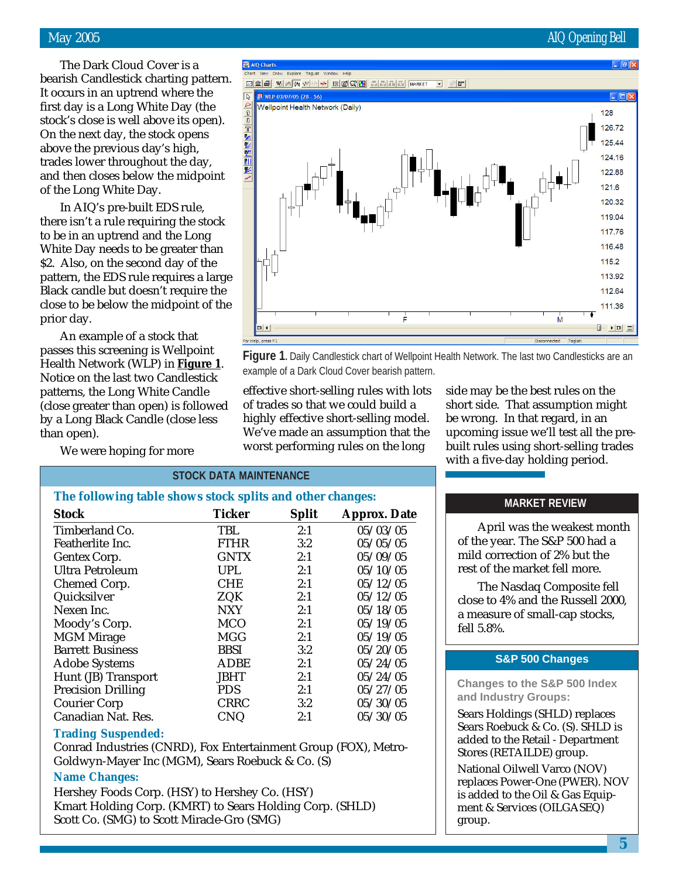The Dark Cloud Cover is a bearish Candlestick charting pattern. It occurs in an uptrend where the first day is a Long White Day (the stock's close is well above its open). On the next day, the stock opens above the previous day's high, trades lower throughout the day, and then closes below the midpoint of the Long White Day.

In AIQ's pre-built EDS rule, there isn't a rule requiring the stock to be in an uptrend and the Long White Day needs to be greater than $2. Also, on the second day of the pattern, the EDS rule requires a large Black candle but doesn't require the close to be below the midpoint of the prior day.

An example of a stock that passes this screening is Wellpoint Health Network (WLP) in **Figure 1**. Notice on the last two Candlestick patterns, the Long White Candle (close greater than open) is followed by a Long Black Candle (close less than open).

**Figure 1.** Daily Candlestick chart of Wellpoint Health Network. The last two Candlesticks are an example of a Dark Cloud Cover bearish pattern.

We were hoping for more effective short-selling rules with lots of trades so that we could build a highly effective short-selling model. We've made an assumption that the worst performing rules on the long side may be the best rules on the short side. That assumption might be wrong. In that regard, in an upcoming issue we'll test all the pre-built rules using short-selling trades with a five-day holding period.

## STOCK DATA MAINTENANCE

**The following table shows stock splits and other changes:**

| Stock | Ticker | Split | Approx. Date |
|---|---|---|---|
| Timberland Co. | TBL | 2:1 | 05/03/05 |
| Featherlite Inc. | FTHR | 3:2 | 05/05/05 |
| Gentex Corp. | GNTX | 2:1 | 05/09/05 |
| Ultra Petroleum | UPL | 2:1 | 05/10/05 |
| Chemed Corp. | CHE | 2:1 | 05/12/05 |
| Quicksilver | ZQK | 2:1 | 05/12/05 |
| Nexen Inc. | NXY | 2:1 | 05/18/05 |
| Moody's Corp. | MCO | 2:1 | 05/19/05 |
| MGM Mirage | MGG | 2:1 | 05/19/05 |
| Barrett Business | BBSI | 3:2 | 05/20/05 |
| Adobe Systems | ADBE | 2:1 | 05/24/05 |
| Hunt (JB) Transport | JBHT | 2:1 | 05/24/05 |
| Precision Drilling | PDS | 2:1 | 05/27/05 |
| Courier Corp | CRRC | 3:2 | 05/30/05 |
| Canadian Nat. Res. | CNQ | 2:1 | 05/30/05 |

**Trading Suspended:**

Conrad Industries (CNRD), Fox Entertainment Group (FOX), Metro-Goldwyn-Mayer Inc (MGM), Sears Roebuck & Co. (S)

**Name Changes:**

Hershey Foods Corp. (HSY) to Hershey Co. (HSY)
Kmart Holding Corp. (KMRT) to Sears Holding Corp. (SHLD)
Scott Co. (SMG) to Scott Miracle-Gro (SMG)

## MARKET REVIEW

April was the weakest month of the year. The S&P 500 had a mild correction of 2% but the rest of the market fell more.

The Nasdaq Composite fell close to 4% and the Russell 2000, a measure of small-cap stocks, fell 5.8%.

## S&P 500 Changes

**Changes to the S&P 500 Index and Industry Groups:**

Sears Holdings (SHLD) replaces Sears Roebuck & Co. (S). SHLD is added to the Retail - Department Stores (RETAILDE) group.

National Oilwell Varco (NOV) replaces Power-One (PWER). NOV is added to the Oil & Gas Equipment & Services (OILGASEQ) group.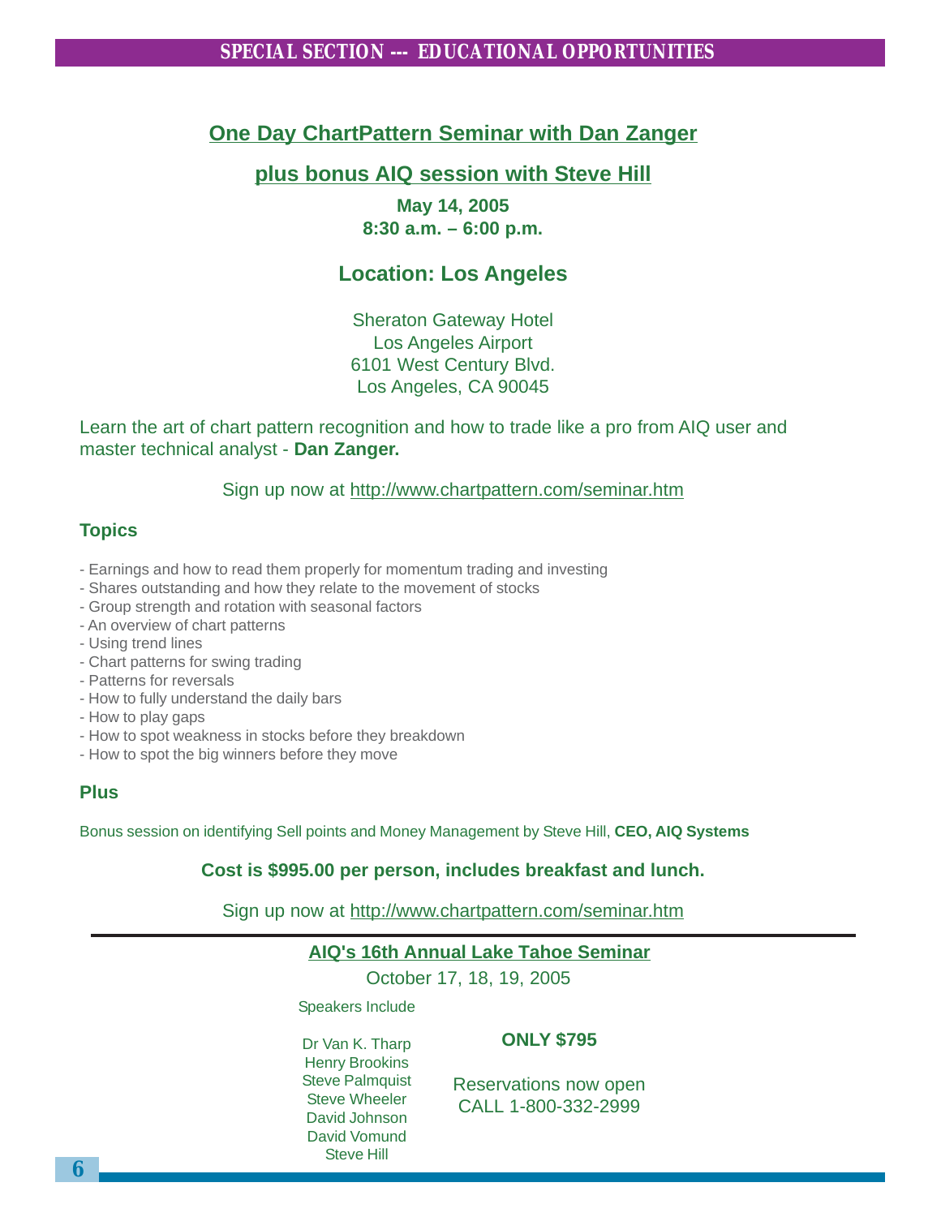## SPECIAL SECTION --- EDUCATIONAL OPPORTUNITIES

## One Day ChartPattern Seminar with Dan Zanger

## plus bonus AIQ session with Steve Hill

**May 14, 2005**
**8:30 a.m. – 6:00 p.m.**

### Location: Los Angeles

Sheraton Gateway Hotel
Los Angeles Airport
6101 West Century Blvd.
Los Angeles, CA 90045

Learn the art of chart pattern recognition and how to trade like a pro from AIQ user and master technical analyst - **Dan Zanger.**

Sign up now at http://www.chartpattern.com/seminar.htm

### Topics

- Earnings and how to read them properly for momentum trading and investing
- Shares outstanding and how they relate to the movement of stocks
- Group strength and rotation with seasonal factors
- An overview of chart patterns
- Using trend lines
- Chart patterns for swing trading
- Patterns for reversals
- How to fully understand the daily bars
- How to play gaps
- How to spot weakness in stocks before they breakdown
- How to spot the big winners before they move

### Plus

Bonus session on identifying Sell points and Money Management by Steve Hill, **CEO, AIQ Systems**

**Cost is $995.00 per person, includes breakfast and lunch.**

Sign up now at http://www.chartpattern.com/seminar.htm

---

## AIQ's 16th Annual Lake Tahoe Seminar

October 17, 18, 19, 2005

Speakers Include

Dr Van K. Tharp
Henry Brookins
Steve Palmquist
Steve Wheeler
David Johnson
David Vomund
Steve Hill

**ONLY $795**

Reservations now open
CALL 1-800-332-2999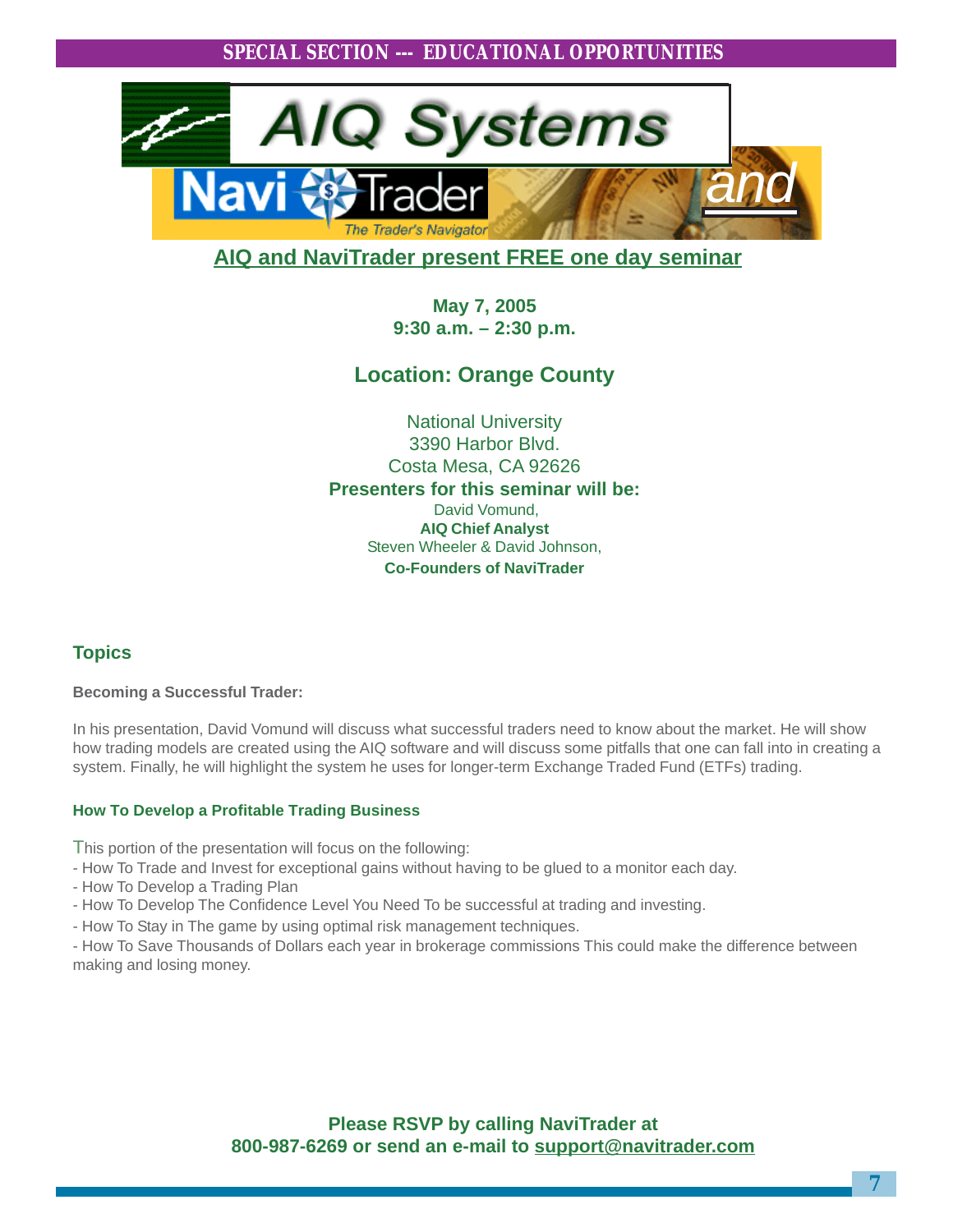SPECIAL SECTION --- EDUCATIONAL OPPORTUNITIES

AIQ Systems

Navi Trader — The Trader's Navigator — and

## AIQ and NaviTrader present FREE one day seminar

**May 7, 2005**
**9:30 a.m. – 2:30 p.m.**

### Location: Orange County

National University
3390 Harbor Blvd.
Costa Mesa, CA 92626

**Presenters for this seminar will be:**

David Vomund,
**AIQ Chief Analyst**
Steven Wheeler & David Johnson,
**Co-Founders of NaviTrader**

## Topics

**Becoming a Successful Trader:**

In his presentation, David Vomund will discuss what successful traders need to know about the market. He will show how trading models are created using the AIQ software and will discuss some pitfalls that one can fall into in creating a system. Finally, he will highlight the system he uses for longer-term Exchange Traded Fund (ETFs) trading.

**How To Develop a Profitable Trading Business**

This portion of the presentation will focus on the following:

- How To Trade and Invest for exceptional gains without having to be glued to a monitor each day.
- How To Develop a Trading Plan
- How To Develop The Confidence Level You Need To be successful at trading and investing.
- How To Stay in The game by using optimal risk management techniques.
- How To Save Thousands of Dollars each year in brokerage commissions This could make the difference between making and losing money.

**Please RSVP by calling NaviTrader at 800-987-6269 or send an e-mail to support@navitrader.com**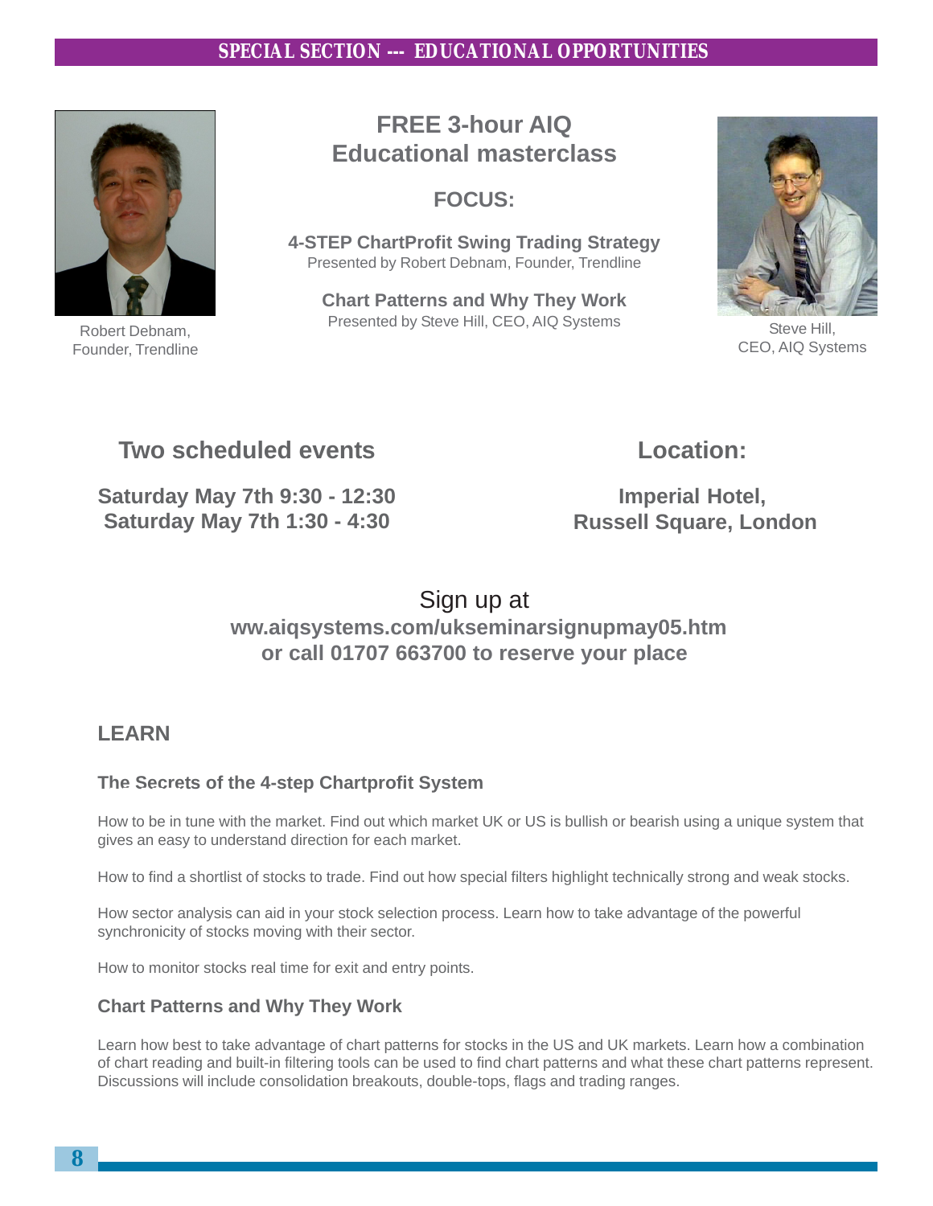SPECIAL SECTION --- EDUCATIONAL OPPORTUNITIES

Robert Debnam,
Founder, Trendline

# FREE 3-hour AIQ Educational masterclass

## FOCUS:

**4-STEP ChartProfit Swing Trading Strategy**
Presented by Robert Debnam, Founder, Trendline

**Chart Patterns and Why They Work**
Presented by Steve Hill, CEO, AIQ Systems

Steve Hill,
CEO, AIQ Systems

## Two scheduled events

**Saturday May 7th 9:30 - 12:30**
**Saturday May 7th 1:30 - 4:30**

## Location:

**Imperial Hotel,**
**Russell Square, London**

Sign up at
**ww.aiqsystems.com/ukseminarsignupmay05.htm**
**or call 01707 663700 to reserve your place**

## LEARN

### The Secrets of the 4-step Chartprofit System

How to be in tune with the market. Find out which market UK or US is bullish or bearish using a unique system that gives an easy to understand direction for each market.

How to find a shortlist of stocks to trade. Find out how special filters highlight technically strong and weak stocks.

How sector analysis can aid in your stock selection process. Learn how to take advantage of the powerful synchronicity of stocks moving with their sector.

How to monitor stocks real time for exit and entry points.

### Chart Patterns and Why They Work

Learn how best to take advantage of chart patterns for stocks in the US and UK markets. Learn how a combination of chart reading and built-in filtering tools can be used to find chart patterns and what these chart patterns represent. Discussions will include consolidation breakouts, double-tops, flags and trading ranges.